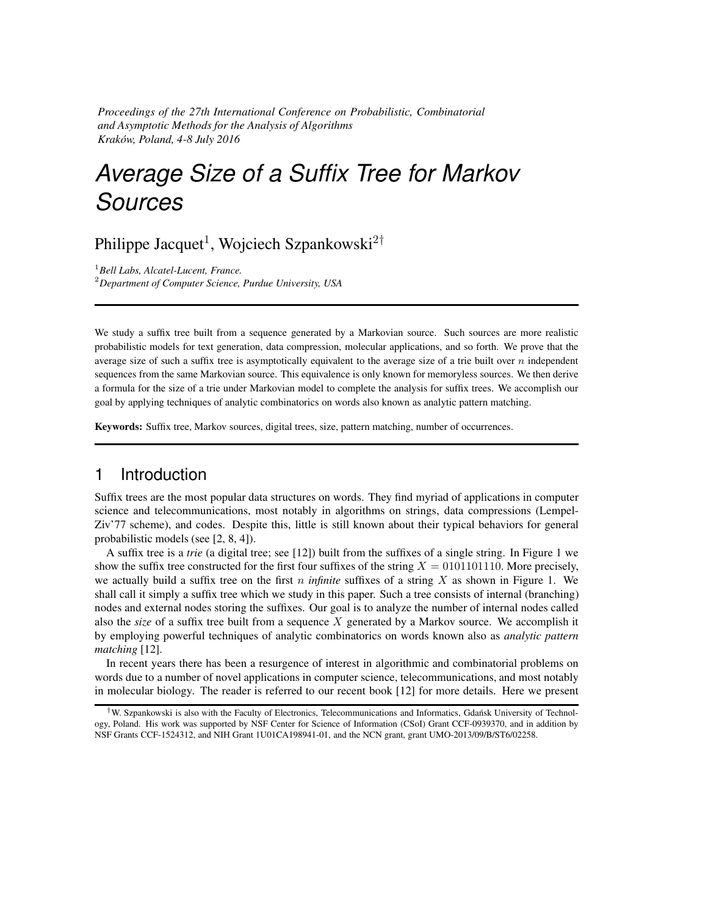*Proceedings of the 27th International Conference on Probabilistic, Combinatorial and Asymptotic Methods for the Analysis of Algorithms*
*Kraków, Poland, 4-8 July 2016*

# Average Size of a Suffix Tree for Markov Sources

Philippe Jacquet[1], Wojciech Szpankowski[2†]

[1]*Bell Labs, Alcatel-Lucent, France.*
[2]*Department of Computer Science, Purdue University, USA*

---

We study a suffix tree built from a sequence generated by a Markovian source. Such sources are more realistic probabilistic models for text generation, data compression, molecular applications, and so forth. We prove that the average size of such a suffix tree is asymptotically equivalent to the average size of a trie built over $n$ independent sequences from the same Markovian source. This equivalence is only known for memoryless sources. We then derive a formula for the size of a trie under Markovian model to complete the analysis for suffix trees. We accomplish our goal by applying techniques of analytic combinatorics on words also known as analytic pattern matching.

**Keywords:** Suffix tree, Markov sources, digital trees, size, pattern matching, number of occurrences.

---

## 1 Introduction

Suffix trees are the most popular data structures on words. They find myriad of applications in computer science and telecommunications, most notably in algorithms on strings, data compressions (Lempel-Ziv'77 scheme), and codes. Despite this, little is still known about their typical behaviors for general probabilistic models (see [2, 8, 4]).

A suffix tree is a *trie* (a digital tree; see [12]) built from the suffixes of a single string. In Figure 1 we show the suffix tree constructed for the first four suffixes of the string $X = 0101101110$. More precisely, we actually build a suffix tree on the first $n$ *infinite* suffixes of a string $X$ as shown in Figure 1. We shall call it simply a suffix tree which we study in this paper. Such a tree consists of internal (branching) nodes and external nodes storing the suffixes. Our goal is to analyze the number of internal nodes called also the *size* of a suffix tree built from a sequence $X$ generated by a Markov source. We accomplish it by employing powerful techniques of analytic combinatorics on words known also as *analytic pattern matching* [12].

In recent years there has been a resurgence of interest in algorithmic and combinatorial problems on words due to a number of novel applications in computer science, telecommunications, and most notably in molecular biology. The reader is referred to our recent book [12] for more details. Here we present

---

†W. Szpankowski is also with the Faculty of Electronics, Telecommunications and Informatics, Gdańsk University of Technology, Poland. His work was supported by NSF Center for Science of Information (CSoI) Grant CCF-0939370, and in addition by NSF Grants CCF-1524312, and NIH Grant 1U01CA198941-01, and the NCN grant, grant UMO-2013/09/B/ST6/02258.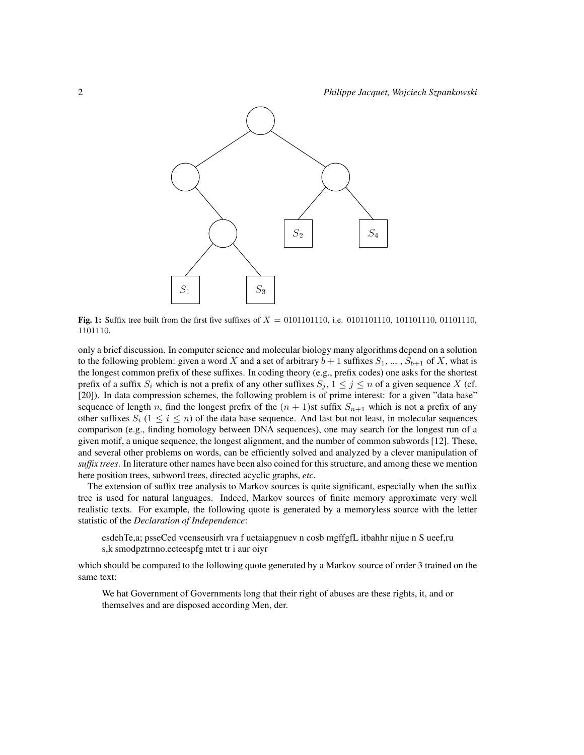**Fig. 1:** Suffix tree built from the first five suffixes of $X = 0101101110$, i.e. 0101101110, 101101110, 01101110, 1101110.

only a brief discussion. In computer science and molecular biology many algorithms depend on a solution to the following problem: given a word $X$ and a set of arbitrary $b+1$ suffixes $S_1, \ldots, S_{b+1}$ of $X$, what is the longest common prefix of these suffixes. In coding theory (e.g., prefix codes) one asks for the shortest prefix of a suffix $S_i$ which is not a prefix of any other suffixes $S_j$, $1 \leq j \leq n$ of a given sequence $X$ (cf. [20]). In data compression schemes, the following problem is of prime interest: for a given "data base" sequence of length $n$, find the longest prefix of the $(n+1)$st suffix $S_{n+1}$ which is not a prefix of any other suffixes $S_i$ ($1 \leq i \leq n$) of the data base sequence. And last but not least, in molecular sequences comparison (e.g., finding homology between DNA sequences), one may search for the longest run of a given motif, a unique sequence, the longest alignment, and the number of common subwords [12]. These, and several other problems on words, can be efficiently solved and analyzed by a clever manipulation of *suffix trees*. In literature other names have been also coined for this structure, and among these we mention here position trees, subword trees, directed acyclic graphs, *etc*.

The extension of suffix tree analysis to Markov sources is quite significant, especially when the suffix tree is used for natural languages. Indeed, Markov sources of finite memory approximate very well realistic texts. For example, the following quote is generated by a memoryless source with the letter statistic of the *Declaration of Independence*:

> esdehTe,a; psseCed vcenseusirh vra f uetaiapgnuev n cosb mgffgfL itbahhr nijue n S ueef,ru s,k smodpztrnno.eeteespfg mtet tr i aur oiyr

which should be compared to the following quote generated by a Markov source of order 3 trained on the same text:

> We hat Government of Governments long that their right of abuses are these rights, it, and or themselves and are disposed according Men, der.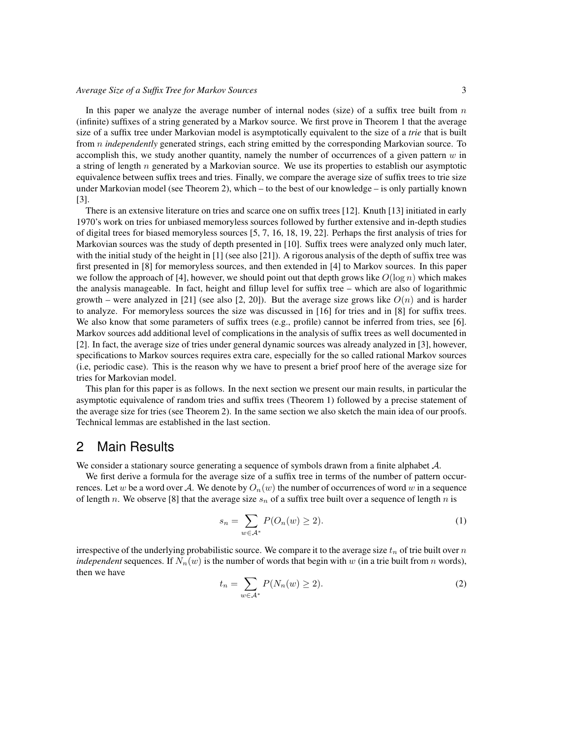In this paper we analyze the average number of internal nodes (size) of a suffix tree built from $n$ (infinite) suffixes of a string generated by a Markov source. We first prove in Theorem 1 that the average size of a suffix tree under Markovian model is asymptotically equivalent to the size of a *trie* that is built from $n$ *independently* generated strings, each string emitted by the corresponding Markovian source. To accomplish this, we study another quantity, namely the number of occurrences of a given pattern $w$ in a string of length $n$ generated by a Markovian source. We use its properties to establish our asymptotic equivalence between suffix trees and tries. Finally, we compare the average size of suffix trees to trie size under Markovian model (see Theorem 2), which – to the best of our knowledge – is only partially known [3].

There is an extensive literature on tries and scarce one on suffix trees [12]. Knuth [13] initiated in early 1970's work on tries for unbiased memoryless sources followed by further extensive and in-depth studies of digital trees for biased memoryless sources [5, 7, 16, 18, 19, 22]. Perhaps the first analysis of tries for Markovian sources was the study of depth presented in [10]. Suffix trees were analyzed only much later, with the initial study of the height in [1] (see also [21]). A rigorous analysis of the depth of suffix tree was first presented in [8] for memoryless sources, and then extended in [4] to Markov sources. In this paper we follow the approach of [4], however, we should point out that depth grows like $O(\log n)$ which makes the analysis manageable. In fact, height and fillup level for suffix tree – which are also of logarithmic growth – were analyzed in [21] (see also [2, 20]). But the average size grows like $O(n)$ and is harder to analyze. For memoryless sources the size was discussed in [16] for tries and in [8] for suffix trees. We also know that some parameters of suffix trees (e.g., profile) cannot be inferred from tries, see [6]. Markov sources add additional level of complications in the analysis of suffix trees as well documented in [2]. In fact, the average size of tries under general dynamic sources was already analyzed in [3], however, specifications to Markov sources requires extra care, especially for the so called rational Markov sources (i.e, periodic case). This is the reason why we have to present a brief proof here of the average size for tries for Markovian model.

This plan for this paper is as follows. In the next section we present our main results, in particular the asymptotic equivalence of random tries and suffix trees (Theorem 1) followed by a precise statement of the average size for tries (see Theorem 2). In the same section we also sketch the main idea of our proofs. Technical lemmas are established in the last section.

## 2 Main Results

We consider a stationary source generating a sequence of symbols drawn from a finite alphabet $\mathcal{A}$.

We first derive a formula for the average size of a suffix tree in terms of the number of pattern occurrences. Let $w$ be a word over $\mathcal{A}$. We denote by $O_n(w)$ the number of occurrences of word $w$ in a sequence of length $n$. We observe [8] that the average size $s_n$ of a suffix tree built over a sequence of length $n$ is

$$s_n = \sum_{w \in \mathcal{A}^*} P(O_n(w) \geq 2). \tag{1}$$

irrespective of the underlying probabilistic source. We compare it to the average size $t_n$ of trie built over $n$ *independent* sequences. If $N_n(w)$ is the number of words that begin with $w$ (in a trie built from $n$ words), then we have

$$t_n = \sum_{w \in \mathcal{A}^*} P(N_n(w) \geq 2). \tag{2}$$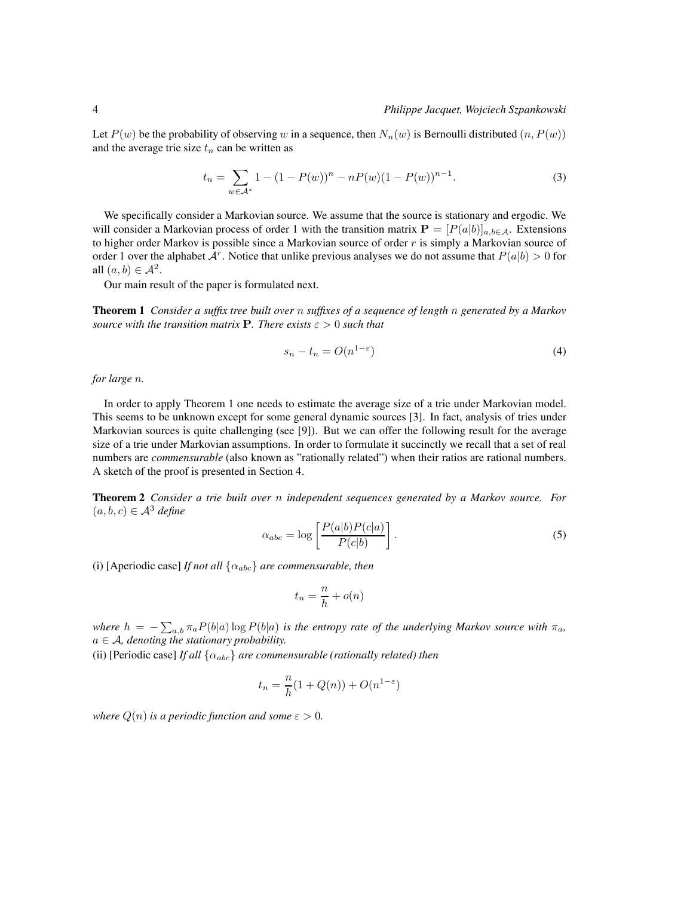Let $P(w)$ be the probability of observing $w$ in a sequence, then $N_n(w)$ is Bernoulli distributed $(n, P(w))$ and the average trie size $t_n$ can be written as

$$t_n = \sum_{w \in \mathcal{A}^*} 1 - (1 - P(w))^n - nP(w)(1 - P(w))^{n-1}. \tag{3}$$

We specifically consider a Markovian source. We assume that the source is stationary and ergodic. We will consider a Markovian process of order 1 with the transition matrix $\mathbf{P} = [P(a|b)]_{a,b \in \mathcal{A}}$. Extensions to higher order Markov is possible since a Markovian source of order $r$ is simply a Markovian source of order 1 over the alphabet $\mathcal{A}^r$. Notice that unlike previous analyses we do not assume that $P(a|b) > 0$ for all $(a, b) \in \mathcal{A}^2$.

Our main result of the paper is formulated next.

**Theorem 1** *Consider a suffix tree built over $n$ suffixes of a sequence of length $n$ generated by a Markov source with the transition matrix $\mathbf{P}$. There exists $\varepsilon > 0$ such that*

$$s_n - t_n = O(n^{1-\varepsilon}) \tag{4}$$

*for large $n$.*

In order to apply Theorem 1 one needs to estimate the average size of a trie under Markovian model. This seems to be unknown except for some general dynamic sources [3]. In fact, analysis of tries under Markovian sources is quite challenging (see [9]). But we can offer the following result for the average size of a trie under Markovian assumptions. In order to formulate it succinctly we recall that a set of real numbers are *commensurable* (also known as "rationally related") when their ratios are rational numbers. A sketch of the proof is presented in Section 4.

**Theorem 2** *Consider a trie built over $n$ independent sequences generated by a Markov source. For $(a, b, c) \in \mathcal{A}^3$ define*

$$\alpha_{abc} = \log \left[ \frac{P(a|b)P(c|a)}{P(c|b)} \right]. \tag{5}$$

(i) [Aperiodic case] *If not all $\{\alpha_{abc}\}$ are commensurable, then*

$$t_n = \frac{n}{h} + o(n)$$

*where $h = -\sum_{a,b} \pi_a P(b|a) \log P(b|a)$ is the entropy rate of the underlying Markov source with $\pi_a$, $a \in \mathcal{A}$, denoting the stationary probability.*

(ii) [Periodic case] *If all $\{\alpha_{abc}\}$ are commensurable (rationally related) then*

$$t_n = \frac{n}{h}(1 + Q(n)) + O(n^{1-\varepsilon})$$

*where $Q(n)$ is a periodic function and some $\varepsilon > 0$.*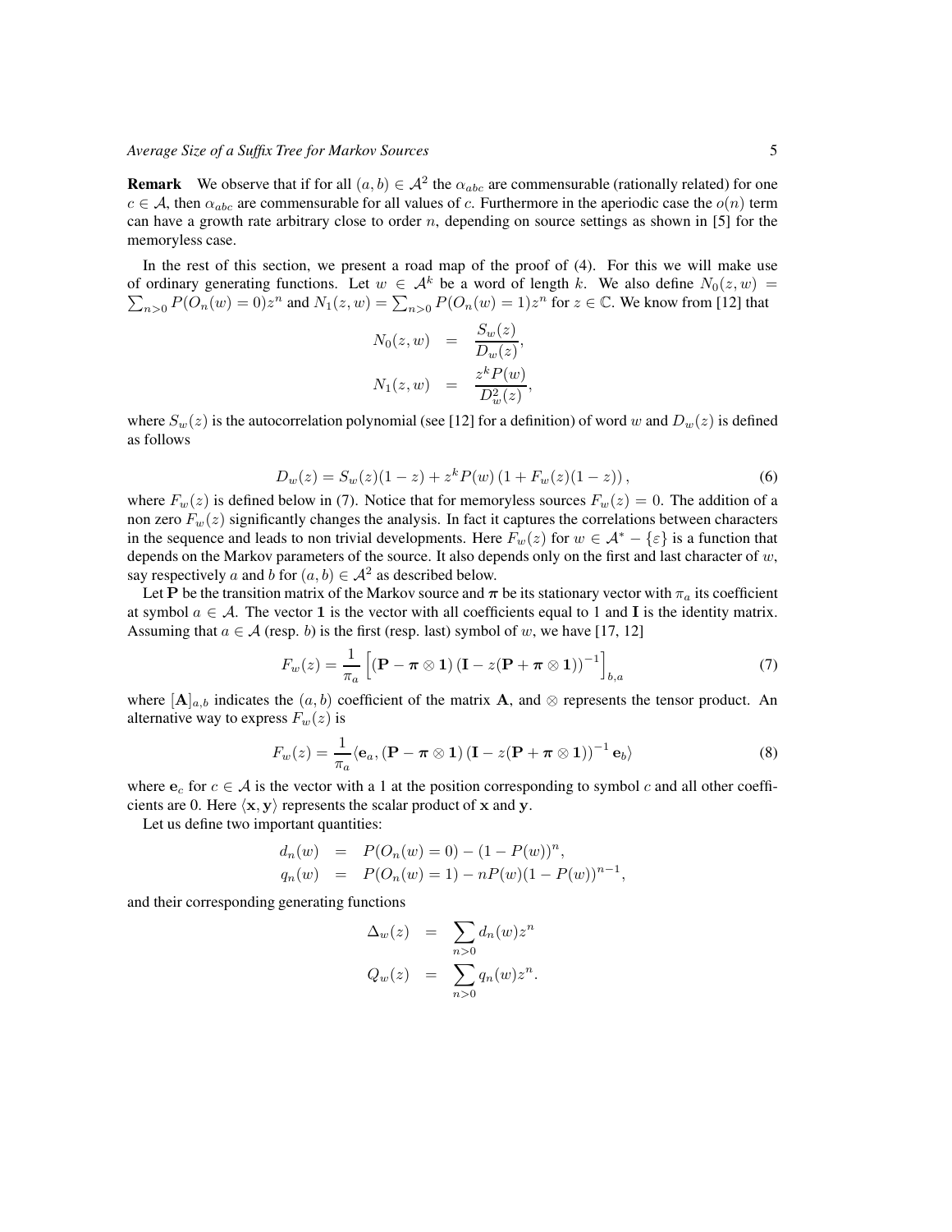**Remark** We observe that if for all $(a, b) \in \mathcal{A}^2$ the $\alpha_{abc}$ are commensurable (rationally related) for one $c \in \mathcal{A}$, then $\alpha_{abc}$ are commensurable for all values of $c$. Furthermore in the aperiodic case the $o(n)$ term can have a growth rate arbitrary close to order $n$, depending on source settings as shown in [5] for the memoryless case.

In the rest of this section, we present a road map of the proof of (4). For this we will make use of ordinary generating functions. Let $w \in \mathcal{A}^k$ be a word of length $k$. We also define $N_0(z, w) = \sum_{n>0} P(O_n(w) = 0)z^n$ and $N_1(z, w) = \sum_{n>0} P(O_n(w) = 1)z^n$ for $z \in \mathbb{C}$. We know from [12] that

$$
\begin{aligned}
N_0(z, w) &= \frac{S_w(z)}{D_w(z)}, \\
N_1(z, w) &= \frac{z^k P(w)}{D_w^2(z)},
\end{aligned}
$$

where $S_w(z)$ is the autocorrelation polynomial (see [12] for a definition) of word $w$ and $D_w(z)$ is defined as follows

$$
D_w(z) = S_w(z)(1 - z) + z^k P(w) \left(1 + F_w(z)(1 - z)\right), \tag{6}
$$

where $F_w(z)$ is defined below in (7). Notice that for memoryless sources $F_w(z) = 0$. The addition of a non zero $F_w(z)$ significantly changes the analysis. In fact it captures the correlations between characters in the sequence and leads to non trivial developments. Here $F_w(z)$ for $w \in \mathcal{A}^* - \{\varepsilon\}$ is a function that depends on the Markov parameters of the source. It also depends only on the first and last character of $w$, say respectively $a$ and $b$ for $(a, b) \in \mathcal{A}^2$ as described below.

Let $\mathbf{P}$ be the transition matrix of the Markov source and $\boldsymbol{\pi}$ be its stationary vector with $\pi_a$ its coefficient at symbol $a \in \mathcal{A}$. The vector $\mathbf{1}$ is the vector with all coefficients equal to 1 and $\mathbf{I}$ is the identity matrix. Assuming that $a \in \mathcal{A}$ (resp. $b$) is the first (resp. last) symbol of $w$, we have [17, 12]

$$
F_w(z) = \frac{1}{\pi_a} \left[ (\mathbf{P} - \boldsymbol{\pi} \otimes \mathbf{1}) \left(\mathbf{I} - z(\mathbf{P} + \boldsymbol{\pi} \otimes \mathbf{1})\right)^{-1} \right]_{b,a} \tag{7}
$$

where $[\mathbf{A}]_{a,b}$ indicates the $(a, b)$ coefficient of the matrix $\mathbf{A}$, and $\otimes$ represents the tensor product. An alternative way to express $F_w(z)$ is

$$
F_w(z) = \frac{1}{\pi_a} \langle \mathbf{e}_a, (\mathbf{P} - \boldsymbol{\pi} \otimes \mathbf{1}) \left(\mathbf{I} - z(\mathbf{P} + \boldsymbol{\pi} \otimes \mathbf{1})\right)^{-1} \mathbf{e}_b \rangle \tag{8}
$$

where $\mathbf{e}_c$ for $c \in \mathcal{A}$ is the vector with a 1 at the position corresponding to symbol $c$ and all other coefficients are 0. Here $\langle \mathbf{x}, \mathbf{y} \rangle$ represents the scalar product of $\mathbf{x}$ and $\mathbf{y}$.

Let us define two important quantities:

$$
\begin{aligned}
d_n(w) &= P(O_n(w) = 0) - (1 - P(w))^n, \\
q_n(w) &= P(O_n(w) = 1) - nP(w)(1 - P(w))^{n-1},
\end{aligned}
$$

and their corresponding generating functions

$$
\begin{aligned}
\Delta_w(z) &= \sum_{n>0} d_n(w) z^n \\
Q_w(z) &= \sum_{n>0} q_n(w) z^n.
\end{aligned}
$$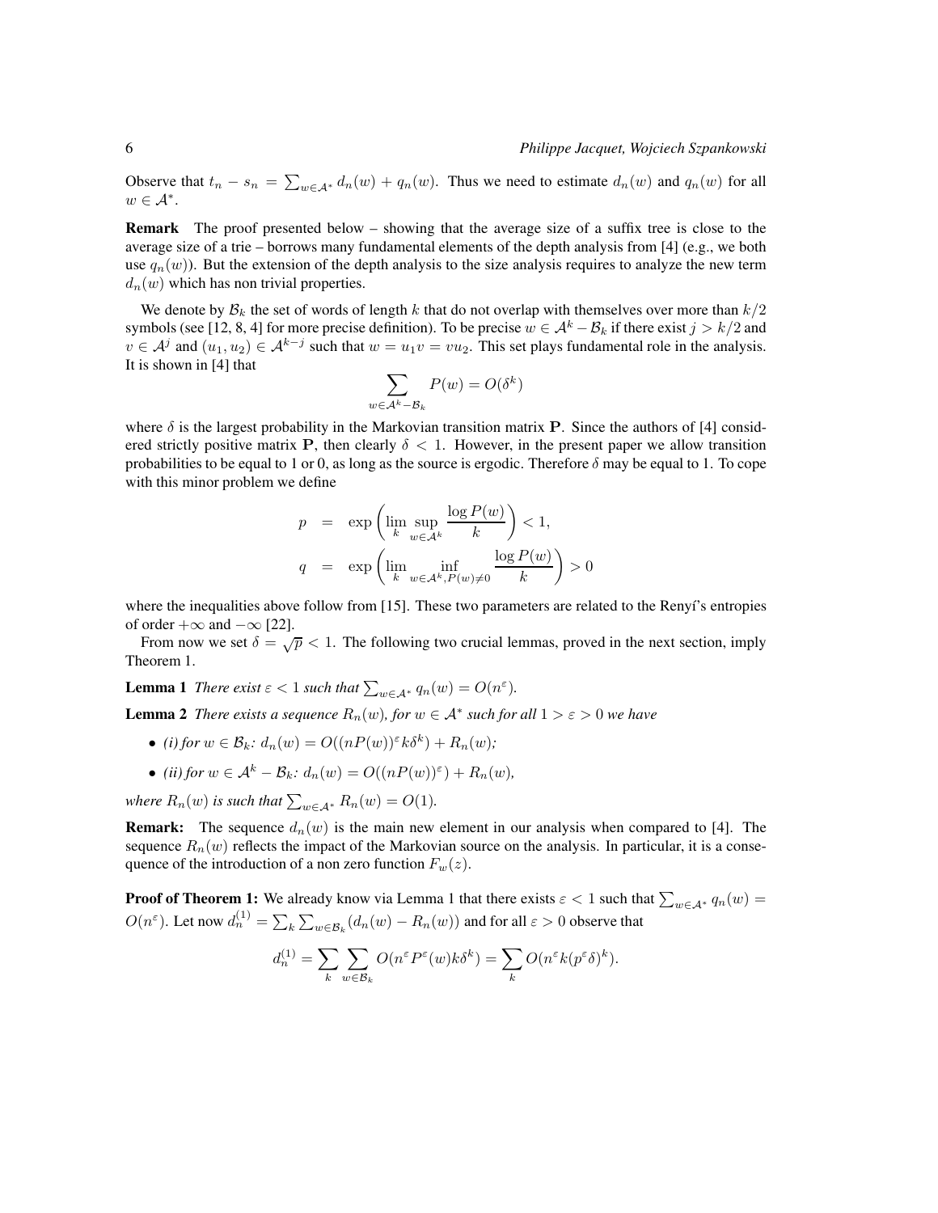Observe that $t_n - s_n = \sum_{w \in \mathcal{A}^*} d_n(w) + q_n(w)$. Thus we need to estimate $d_n(w)$ and $q_n(w)$ for all $w \in \mathcal{A}^*$.

**Remark** The proof presented below – showing that the average size of a suffix tree is close to the average size of a trie – borrows many fundamental elements of the depth analysis from [4] (e.g., we both use $q_n(w)$). But the extension of the depth analysis to the size analysis requires to analyze the new term $d_n(w)$ which has non trivial properties.

We denote by $\mathcal{B}_k$ the set of words of length $k$ that do not overlap with themselves over more than $k/2$ symbols (see [12, 8, 4] for more precise definition). To be precise $w \in \mathcal{A}^k - \mathcal{B}_k$ if there exist $j > k/2$ and $v \in \mathcal{A}^j$ and $(u_1, u_2) \in \mathcal{A}^{k-j}$ such that $w = u_1 v = v u_2$. This set plays fundamental role in the analysis. It is shown in [4] that

$$\sum_{w \in \mathcal{A}^k - \mathcal{B}_k} P(w) = O(\delta^k)$$

where $\delta$ is the largest probability in the Markovian transition matrix $\mathbf{P}$. Since the authors of [4] considered strictly positive matrix $\mathbf{P}$, then clearly $\delta < 1$. However, in the present paper we allow transition probabilities to be equal to 1 or 0, as long as the source is ergodic. Therefore $\delta$ may be equal to 1. To cope with this minor problem we define

$$\begin{aligned} p &= \exp\left(\lim_k \sup_{w \in \mathcal{A}^k} \frac{\log P(w)}{k}\right) < 1, \\ q &= \exp\left(\lim_k \inf_{w \in \mathcal{A}^k, P(w) \neq 0} \frac{\log P(w)}{k}\right) > 0 \end{aligned}$$

where the inequalities above follow from [15]. These two parameters are related to the Renyí's entropies of order $+\infty$ and $-\infty$ [22].

From now we set $\delta = \sqrt{p} < 1$. The following two crucial lemmas, proved in the next section, imply Theorem 1.

**Lemma 1** *There exist $\varepsilon < 1$ such that $\sum_{w \in \mathcal{A}^*} q_n(w) = O(n^\varepsilon)$.*

**Lemma 2** *There exists a sequence $R_n(w)$, for $w \in \mathcal{A}^*$ such for all $1 > \varepsilon > 0$ we have*

- *(i) for $w \in \mathcal{B}_k$: $d_n(w) = O((nP(w))^\varepsilon k \delta^k) + R_n(w)$;*
- *(ii) for $w \in \mathcal{A}^k - \mathcal{B}_k$: $d_n(w) = O((nP(w))^\varepsilon) + R_n(w)$,*

*where $R_n(w)$ is such that $\sum_{w \in \mathcal{A}^*} R_n(w) = O(1)$.*

**Remark:** The sequence $d_n(w)$ is the main new element in our analysis when compared to [4]. The sequence $R_n(w)$ reflects the impact of the Markovian source on the analysis. In particular, it is a consequence of the introduction of a non zero function $F_w(z)$.

**Proof of Theorem 1:** We already know via Lemma 1 that there exists $\varepsilon < 1$ such that $\sum_{w \in \mathcal{A}^*} q_n(w) = O(n^\varepsilon)$. Let now $d_n^{(1)} = \sum_k \sum_{w \in \mathcal{B}_k} (d_n(w) - R_n(w))$ and for all $\varepsilon > 0$ observe that

$$d_n^{(1)} = \sum_k \sum_{w \in \mathcal{B}_k} O(n^\varepsilon P^\varepsilon(w) k \delta^k) = \sum_k O(n^\varepsilon k (p^\varepsilon \delta)^k).$$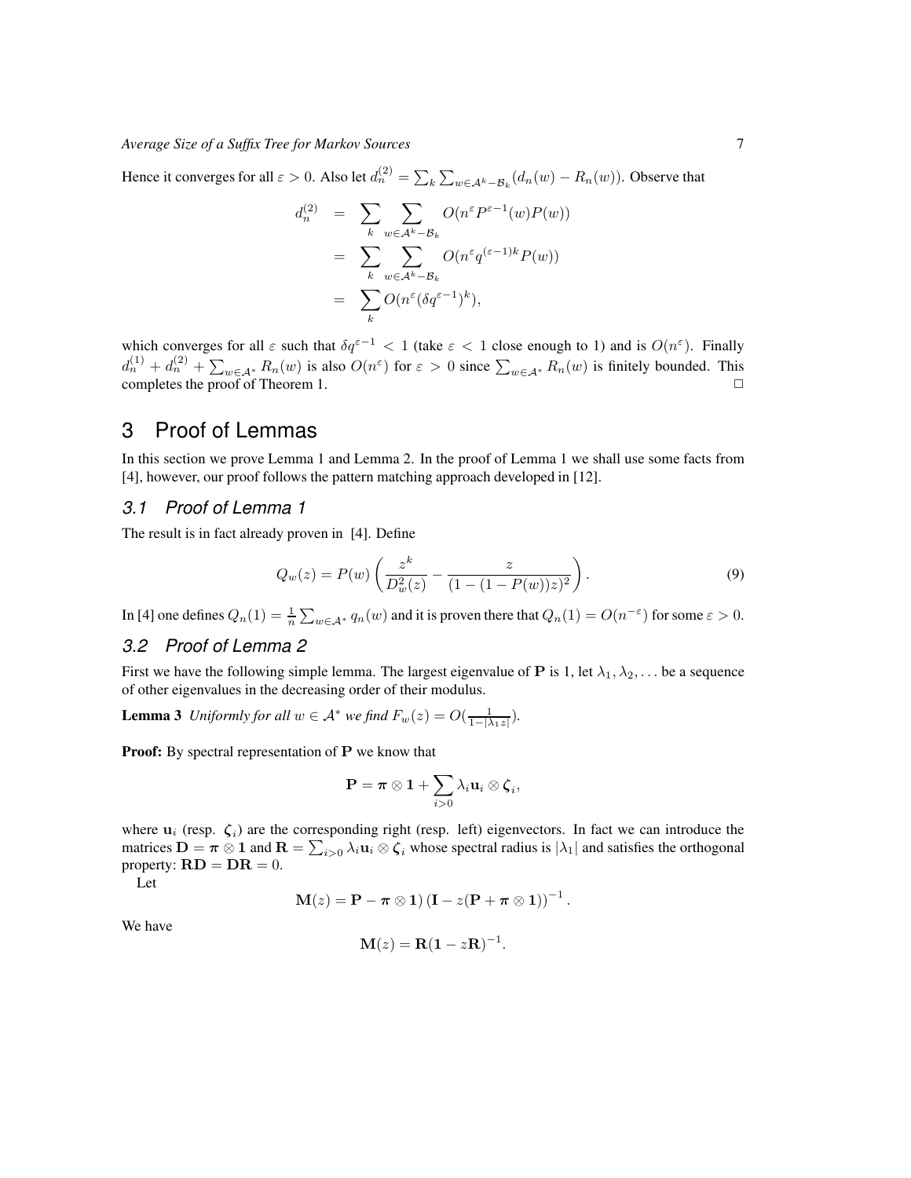Hence it converges for all $\varepsilon > 0$. Also let $d_n^{(2)} = \sum_k \sum_{w\in\mathcal{A}^k-\mathcal{B}_k}(d_n(w) - R_n(w))$. Observe that

$$
\begin{aligned}
d_n^{(2)} &= \sum_k \sum_{w\in\mathcal{A}^k-\mathcal{B}_k} O(n^\varepsilon P^{\varepsilon-1}(w)P(w)) \\
&= \sum_k \sum_{w\in\mathcal{A}^k-\mathcal{B}_k} O(n^\varepsilon q^{(\varepsilon-1)k}P(w)) \\
&= \sum_k O(n^\varepsilon(\delta q^{\varepsilon-1})^k),
\end{aligned}
$$

which converges for all $\varepsilon$ such that $\delta q^{\varepsilon-1} < 1$ (take $\varepsilon < 1$ close enough to 1) and is $O(n^\varepsilon)$. Finally $d_n^{(1)} + d_n^{(2)} + \sum_{w\in\mathcal{A}^*} R_n(w)$ is also $O(n^\varepsilon)$ for $\varepsilon > 0$ since $\sum_{w\in\mathcal{A}^*} R_n(w)$ is finitely bounded. This completes the proof of Theorem 1. $\Box$

# 3 Proof of Lemmas

In this section we prove Lemma 1 and Lemma 2. In the proof of Lemma 1 we shall use some facts from [4], however, our proof follows the pattern matching approach developed in [12].

## 3.1 Proof of Lemma 1

The result is in fact already proven in [4]. Define

$$
Q_w(z) = P(w)\left(\frac{z^k}{D_w^2(z)} - \frac{z}{(1-(1-P(w))z)^2}\right). \tag{9}
$$

In [4] one defines $Q_n(1) = \frac{1}{n}\sum_{w\in\mathcal{A}^*} q_n(w)$ and it is proven there that $Q_n(1) = O(n^{-\varepsilon})$ for some $\varepsilon > 0$.

## 3.2 Proof of Lemma 2

First we have the following simple lemma. The largest eigenvalue of $\mathbf{P}$ is 1, let $\lambda_1, \lambda_2, \ldots$ be a sequence of other eigenvalues in the decreasing order of their modulus.

**Lemma 3** *Uniformly for all $w \in \mathcal{A}^*$ we find $F_w(z) = O(\frac{1}{1-|\lambda_1 z|})$.*

**Proof:** By spectral representation of $\mathbf{P}$ we know that

$$
\mathbf{P} = \boldsymbol{\pi}\otimes\mathbf{1} + \sum_{i>0}\lambda_i\mathbf{u}_i\otimes\boldsymbol{\zeta}_i,
$$

where $\mathbf{u}_i$ (resp. $\boldsymbol{\zeta}_i$) are the corresponding right (resp. left) eigenvectors. In fact we can introduce the matrices $\mathbf{D} = \boldsymbol{\pi}\otimes\mathbf{1}$ and $\mathbf{R} = \sum_{i>0}\lambda_i\mathbf{u}_i\otimes\boldsymbol{\zeta}_i$ whose spectral radius is $|\lambda_1|$ and satisfies the orthogonal property: $\mathbf{RD} = \mathbf{DR} = 0$.

Let

$$
\mathbf{M}(z) = \mathbf{P} - \boldsymbol{\pi}\otimes\mathbf{1})\left(\mathbf{I} - z(\mathbf{P} + \boldsymbol{\pi}\otimes\mathbf{1})\right)^{-1}.
$$

We have

$$
\mathbf{M}(z) = \mathbf{R}(\mathbf{1} - z\mathbf{R})^{-1}.
$$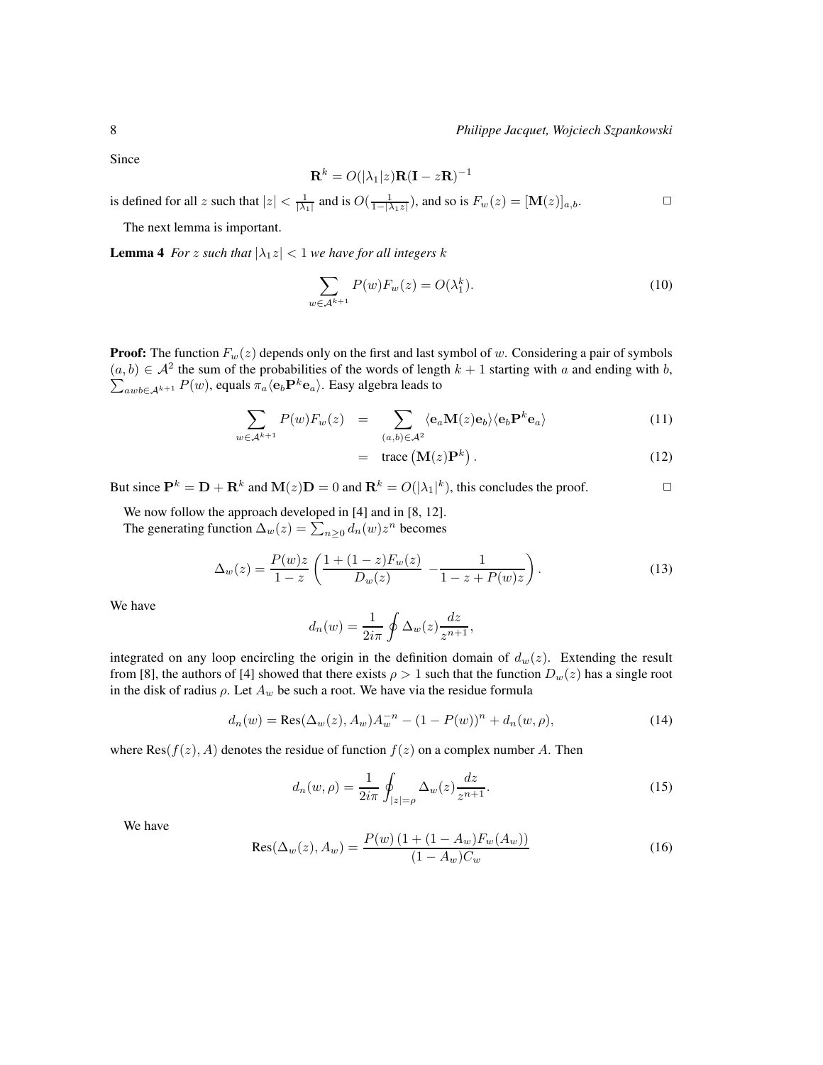Since

$$\mathbf{R}^k = O(|\lambda_1|z)\mathbf{R}(\mathbf{I} - z\mathbf{R})^{-1}$$

is defined for all $z$ such that $|z| < \frac{1}{|\lambda_1|}$ and is $O(\frac{1}{1-|\lambda_1 z|})$, and so is $F_w(z) = [\mathbf{M}(z)]_{a,b}$. □

The next lemma is important.

**Lemma 4** *For $z$ such that $|\lambda_1 z| < 1$ we have for all integers $k$*

$$\sum_{w \in \mathcal{A}^{k+1}} P(w) F_w(z) = O(\lambda_1^k). \tag{10}$$

**Proof:** The function $F_w(z)$ depends only on the first and last symbol of $w$. Considering a pair of symbols $(a, b) \in \mathcal{A}^2$ the sum of the probabilities of the words of length $k+1$ starting with $a$ and ending with $b$, $\sum_{awb \in \mathcal{A}^{k+1}} P(w)$, equals $\pi_a \langle \mathbf{e}_b \mathbf{P}^k \mathbf{e}_a \rangle$. Easy algebra leads to

$$\begin{aligned} \sum_{w \in \mathcal{A}^{k+1}} P(w) F_w(z) &= \sum_{(a,b) \in \mathcal{A}^2} \langle \mathbf{e}_a \mathbf{M}(z) \mathbf{e}_b \rangle \langle \mathbf{e}_b \mathbf{P}^k \mathbf{e}_a \rangle & (11) \\ &= \text{trace}\left(\mathbf{M}(z)\mathbf{P}^k\right). & (12) \end{aligned}$$

But since $\mathbf{P}^k = \mathbf{D} + \mathbf{R}^k$ and $\mathbf{M}(z)\mathbf{D} = 0$ and $\mathbf{R}^k = O(|\lambda_1|^k)$, this concludes the proof. □

We now follow the approach developed in [4] and in [8, 12].

The generating function $\Delta_w(z) = \sum_{n \geq 0} d_n(w) z^n$ becomes

$$\Delta_w(z) = \frac{P(w)z}{1-z}\left(\frac{1 + (1-z)F_w(z)}{D_w(z)} - \frac{1}{1 - z + P(w)z}\right). \tag{13}$$

We have

$$d_n(w) = \frac{1}{2i\pi} \oint \Delta_w(z) \frac{dz}{z^{n+1}},$$

integrated on any loop encircling the origin in the definition domain of $d_w(z)$. Extending the result from [8], the authors of [4] showed that there exists $\rho > 1$ such that the function $D_w(z)$ has a single root in the disk of radius $\rho$. Let $A_w$ be such a root. We have via the residue formula

$$d_n(w) = \text{Res}(\Delta_w(z), A_w) A_w^{-n} - (1 - P(w))^n + d_n(w, \rho), \tag{14}$$

where $\text{Res}(f(z), A)$ denotes the residue of function $f(z)$ on a complex number $A$. Then

$$d_n(w, \rho) = \frac{1}{2i\pi} \oint_{|z|=\rho} \Delta_w(z) \frac{dz}{z^{n+1}}. \tag{15}$$

We have

$$\text{Res}(\Delta_w(z), A_w) = \frac{P(w)\left(1 + (1 - A_w)F_w(A_w)\right)}{(1 - A_w)C_w} \tag{16}$$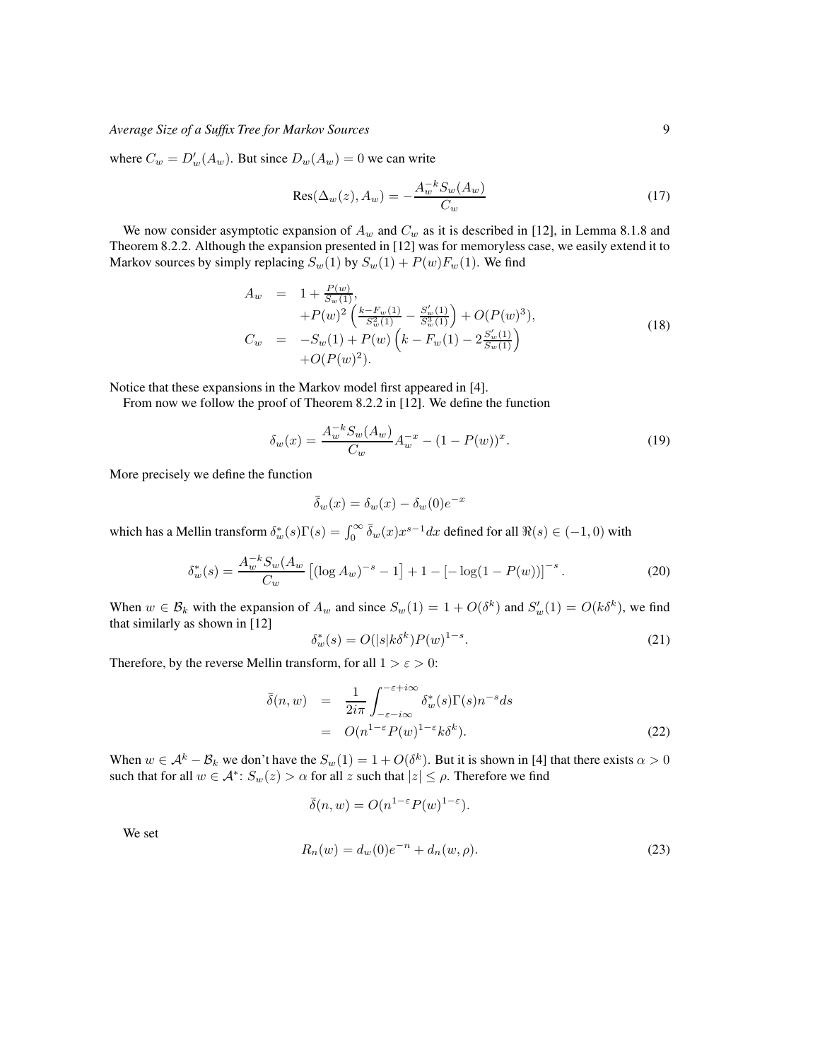where $C_w = D'_w(A_w)$. But since $D_w(A_w) = 0$ we can write

$$\text{Res}(\Delta_w(z), A_w) = -\frac{A_w^{-k} S_w(A_w)}{C_w} \tag{17}$$

We now consider asymptotic expansion of $A_w$ and $C_w$ as it is described in [12], in Lemma 8.1.8 and Theorem 8.2.2. Although the expansion presented in [12] was for memoryless case, we easily extend it to Markov sources by simply replacing $S_w(1)$ by $S_w(1) + P(w)F_w(1)$. We find

$$\begin{aligned} A_w &= 1 + \frac{P(w)}{S_w(1)}, \\ &\quad + P(w)^2 \left( \frac{k - F_w(1)}{S_w^2(1)} - \frac{S'_w(1)}{S_w^3(1)} \right) + O(P(w)^3), \\ C_w &= -S_w(1) + P(w) \left( k - F_w(1) - 2\frac{S'_w(1)}{S_w(1)} \right) \\ &\quad + O(P(w)^2). \end{aligned} \tag{18}$$

Notice that these expansions in the Markov model first appeared in [4].

From now we follow the proof of Theorem 8.2.2 in [12]. We define the function

$$\delta_w(x) = \frac{A_w^{-k} S_w(A_w)}{C_w} A_w^{-x} - (1 - P(w))^x. \tag{19}$$

More precisely we define the function

$$\bar{\delta}_w(x) = \delta_w(x) - \delta_w(0)e^{-x}$$

which has a Mellin transform $\delta_w^*(s)\Gamma(s) = \int_0^\infty \bar{\delta}_w(x) x^{s-1} dx$ defined for all $\Re(s) \in (-1, 0)$ with

$$\delta_w^*(s) = \frac{A_w^{-k} S_w(A_w}{C_w} \left[ (\log A_w)^{-s} - 1 \right] + 1 - \left[ -\log(1 - P(w)) \right]^{-s}. \tag{20}$$

When $w \in \mathcal{B}_k$ with the expansion of $A_w$ and since $S_w(1) = 1 + O(\delta^k)$ and $S'_w(1) = O(k\delta^k)$, we find that similarly as shown in [12]

$$\delta_w^*(s) = O(|s| k \delta^k) P(w)^{1-s}. \tag{21}$$

Therefore, by the reverse Mellin transform, for all $1 > \varepsilon > 0$:

$$\begin{aligned} \bar{\delta}(n, w) &= \frac{1}{2i\pi} \int_{-\varepsilon - i\infty}^{-\varepsilon + i\infty} \delta_w^*(s) \Gamma(s) n^{-s} ds \\ &= O(n^{1-\varepsilon} P(w)^{1-\varepsilon} k \delta^k). \end{aligned} \tag{22}$$

When $w \in \mathcal{A}^k - \mathcal{B}_k$ we don't have the $S_w(1) = 1 + O(\delta^k)$. But it is shown in [4] that there exists $\alpha > 0$ such that for all $w \in \mathcal{A}^*$: $S_w(z) > \alpha$ for all $z$ such that $|z| \leq \rho$. Therefore we find

$$\bar{\delta}(n, w) = O(n^{1-\varepsilon} P(w)^{1-\varepsilon}).$$

We set

$$R_n(w) = d_w(0)e^{-n} + d_n(w, \rho). \tag{23}$$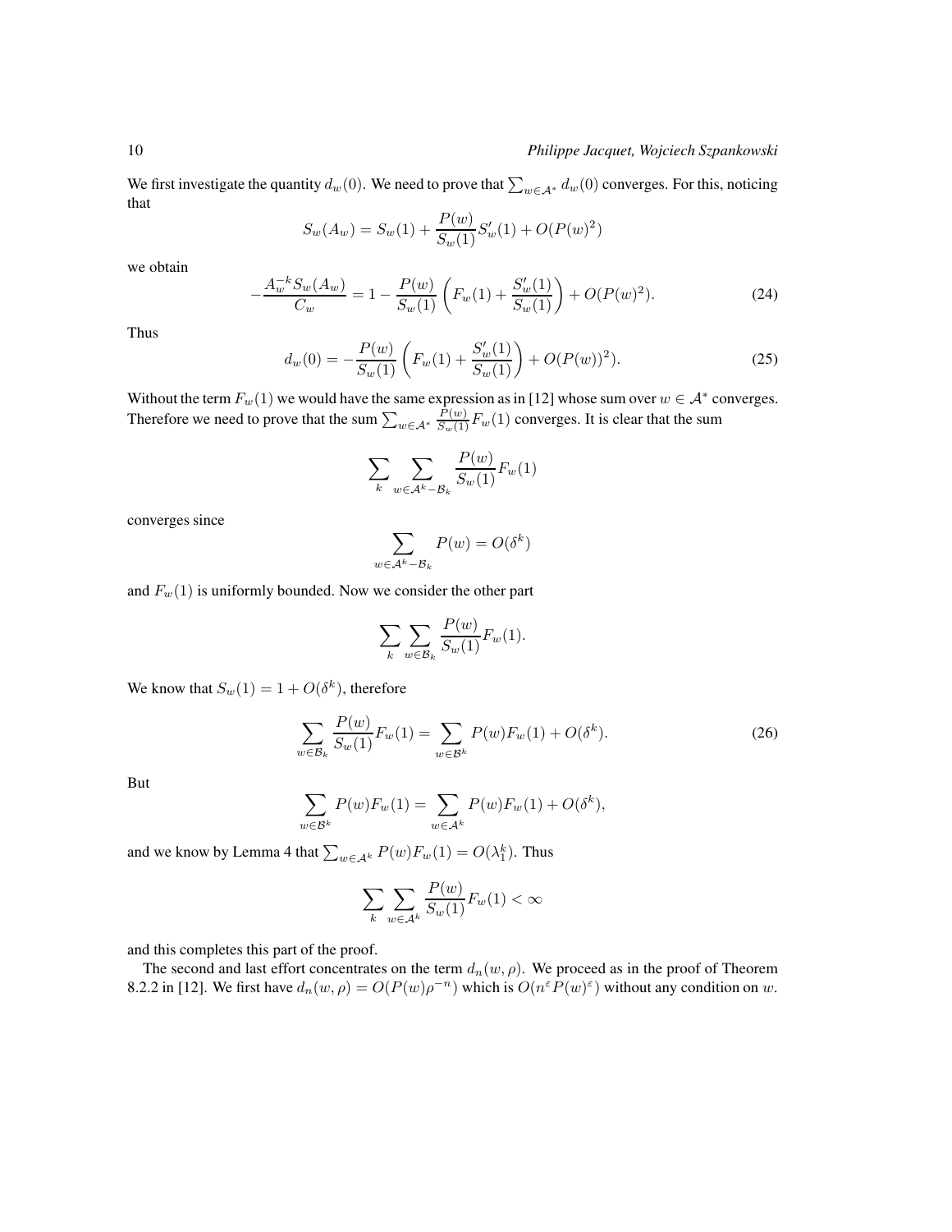We first investigate the quantity $d_w(0)$. We need to prove that $\sum_{w\in\mathcal{A}^*} d_w(0)$ converges. For this, noticing that

$$S_w(A_w) = S_w(1) + \frac{P(w)}{S_w(1)} S'_w(1) + O(P(w)^2)$$

we obtain

$$-\frac{A_w^{-k} S_w(A_w)}{C_w} = 1 - \frac{P(w)}{S_w(1)} \left( F_w(1) + \frac{S'_w(1)}{S_w(1)} \right) + O(P(w)^2). \tag{24}$$

Thus

$$d_w(0) = -\frac{P(w)}{S_w(1)} \left( F_w(1) + \frac{S'_w(1)}{S_w(1)} \right) + O(P(w))^2). \tag{25}$$

Without the term $F_w(1)$ we would have the same expression as in [12] whose sum over $w \in \mathcal{A}^*$ converges. Therefore we need to prove that the sum $\sum_{w\in\mathcal{A}^*} \frac{P(w)}{S_w(1)} F_w(1)$ converges. It is clear that the sum

$$\sum_k \sum_{w\in\mathcal{A}^k - \mathcal{B}_k} \frac{P(w)}{S_w(1)} F_w(1)$$

converges since

$$\sum_{w\in\mathcal{A}^k - \mathcal{B}_k} P(w) = O(\delta^k)$$

and $F_w(1)$ is uniformly bounded. Now we consider the other part

$$\sum_k \sum_{w\in\mathcal{B}_k} \frac{P(w)}{S_w(1)} F_w(1).$$

We know that $S_w(1) = 1 + O(\delta^k)$, therefore

$$\sum_{w\in\mathcal{B}_k} \frac{P(w)}{S_w(1)} F_w(1) = \sum_{w\in\mathcal{B}^k} P(w) F_w(1) + O(\delta^k). \tag{26}$$

But

$$\sum_{w\in\mathcal{B}^k} P(w) F_w(1) = \sum_{w\in\mathcal{A}^k} P(w) F_w(1) + O(\delta^k),$$

and we know by Lemma 4 that $\sum_{w\in\mathcal{A}^k} P(w) F_w(1) = O(\lambda_1^k)$. Thus

$$\sum_k \sum_{w\in\mathcal{A}^k} \frac{P(w)}{S_w(1)} F_w(1) < \infty$$

and this completes this part of the proof.

The second and last effort concentrates on the term $d_n(w, \rho)$. We proceed as in the proof of Theorem 8.2.2 in [12]. We first have $d_n(w, \rho) = O(P(w)\rho^{-n})$ which is $O(n^\varepsilon P(w)^\varepsilon)$ without any condition on $w$.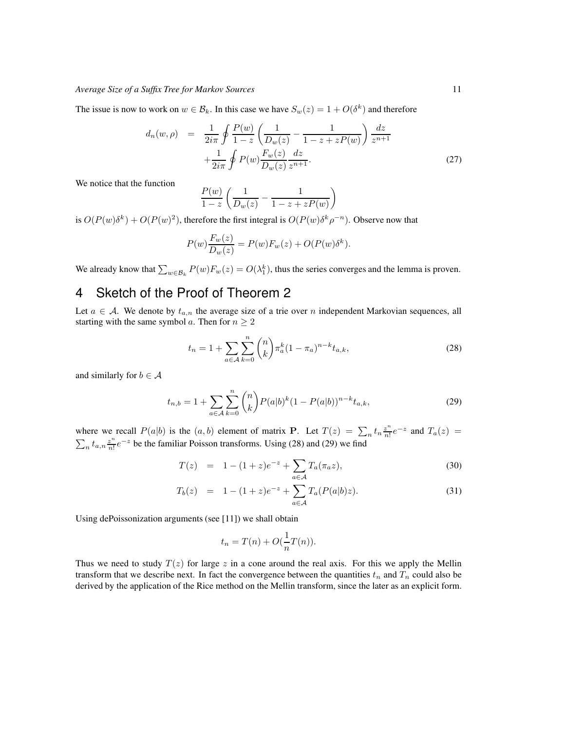The issue is now to work on $w \in \mathcal{B}_k$. In this case we have $S_w(z) = 1 + O(\delta^k)$ and therefore

$$
\begin{aligned}
d_n(w,\rho) &= \frac{1}{2i\pi}\oint \frac{P(w)}{1-z}\left(\frac{1}{D_w(z)} - \frac{1}{1-z+zP(w)}\right)\frac{dz}{z^{n+1}} \\
&\quad + \frac{1}{2i\pi}\oint P(w)\frac{F_w(z)}{D_w(z)}\frac{dz}{z^{n+1}}. \qquad (27)
\end{aligned}
$$

We notice that the function
$$
\frac{P(w)}{1-z}\left(\frac{1}{D_w(z)} - \frac{1}{1-z+zP(w)}\right)
$$
is $O(P(w)\delta^k) + O(P(w)^2)$, therefore the first integral is $O(P(w)\delta^k\rho^{-n})$. Observe now that

$$
P(w)\frac{F_w(z)}{D_w(z)} = P(w)F_w(z) + O(P(w)\delta^k).
$$

We already know that $\sum_{w\in\mathcal{B}_k} P(w)F_w(z) = O(\lambda_1^k)$, thus the series converges and the lemma is proven.

# 4 Sketch of the Proof of Theorem 2

Let $a \in \mathcal{A}$. We denote by $t_{a,n}$ the average size of a trie over $n$ independent Markovian sequences, all starting with the same symbol $a$. Then for $n \geq 2$

$$
t_n = 1 + \sum_{a\in\mathcal{A}}\sum_{k=0}^{n}\binom{n}{k}\pi_a^k(1-\pi_a)^{n-k}t_{a,k}, \qquad (28)
$$

and similarly for $b \in \mathcal{A}$

$$
t_{n,b} = 1 + \sum_{a\in\mathcal{A}}\sum_{k=0}^{n}\binom{n}{k}P(a|b)^k(1-P(a|b))^{n-k}t_{a,k}, \qquad (29)
$$

where we recall $P(a|b)$ is the $(a,b)$ element of matrix $\mathbf{P}$. Let $T(z) = \sum_n t_n \frac{z^n}{n!}e^{-z}$ and $T_a(z) = \sum_n t_{a,n}\frac{z^n}{n!}e^{-z}$ be the familiar Poisson transforms. Using (28) and (29) we find

$$
\begin{aligned}
T(z) &= 1 - (1+z)e^{-z} + \sum_{a\in\mathcal{A}} T_a(\pi_a z), \qquad (30) \\
T_b(z) &= 1 - (1+z)e^{-z} + \sum_{a\in\mathcal{A}} T_a(P(a|b)z). \qquad (31)
\end{aligned}
$$

Using dePoissonization arguments (see [11]) we shall obtain

$$
t_n = T(n) + O(\frac{1}{n}T(n)).
$$

Thus we need to study $T(z)$ for large $z$ in a cone around the real axis. For this we apply the Mellin transform that we describe next. In fact the convergence between the quantities $t_n$ and $T_n$ could also be derived by the application of the Rice method on the Mellin transform, since the later as an explicit form.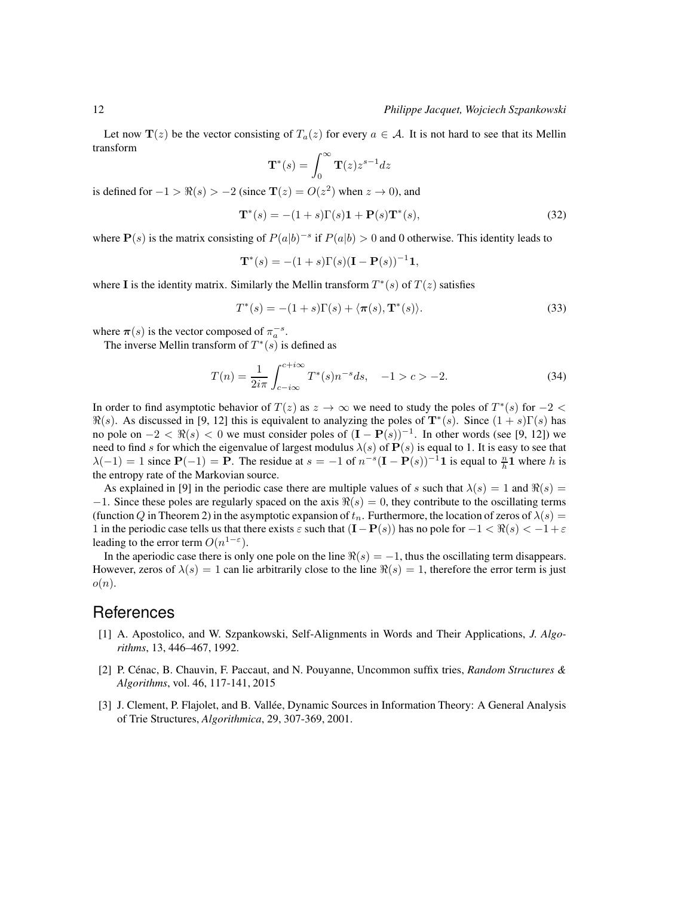Let now $\mathbf{T}(z)$ be the vector consisting of $T_a(z)$ for every $a \in \mathcal{A}$. It is not hard to see that its Mellin transform

$$\mathbf{T}^*(s) = \int_0^\infty \mathbf{T}(z) z^{s-1} dz$$

is defined for $-1 > \Re(s) > -2$ (since $\mathbf{T}(z) = O(z^2)$ when $z \to 0$), and

$$\mathbf{T}^*(s) = -(1+s)\Gamma(s)\mathbf{1} + \mathbf{P}(s)\mathbf{T}^*(s), \tag{32}$$

where $\mathbf{P}(s)$ is the matrix consisting of $P(a|b)^{-s}$ if $P(a|b) > 0$ and 0 otherwise. This identity leads to

$$\mathbf{T}^*(s) = -(1+s)\Gamma(s)(\mathbf{I} - \mathbf{P}(s))^{-1}\mathbf{1},$$

where $\mathbf{I}$ is the identity matrix. Similarly the Mellin transform $T^*(s)$ of $T(z)$ satisfies

$$T^*(s) = -(1+s)\Gamma(s) + \langle \boldsymbol{\pi}(s), \mathbf{T}^*(s) \rangle. \tag{33}$$

where $\boldsymbol{\pi}(s)$ is the vector composed of $\pi_a^{-s}$.

The inverse Mellin transform of $T^*(s)$ is defined as

$$T(n) = \frac{1}{2i\pi} \int_{c-i\infty}^{c+i\infty} T^*(s) n^{-s} ds, \quad -1 > c > -2. \tag{34}$$

In order to find asymptotic behavior of $T(z)$ as $z \to \infty$ we need to study the poles of $T^*(s)$ for $-2 < \Re(s)$. As discussed in [9, 12] this is equivalent to analyzing the poles of $\mathbf{T}^*(s)$. Since $(1+s)\Gamma(s)$ has no pole on $-2 < \Re(s) < 0$ we must consider poles of $(\mathbf{I} - \mathbf{P}(s))^{-1}$. In other words (see [9, 12]) we need to find $s$ for which the eigenvalue of largest modulus $\lambda(s)$ of $\mathbf{P}(s)$ is equal to 1. It is easy to see that $\lambda(-1) = 1$ since $\mathbf{P}(-1) = \mathbf{P}$. The residue at $s = -1$ of $n^{-s}(\mathbf{I} - \mathbf{P}(s))^{-1}\mathbf{1}$ is equal to $\frac{n}{h}\mathbf{1}$ where $h$ is the entropy rate of the Markovian source.

As explained in [9] in the periodic case there are multiple values of $s$ such that $\lambda(s) = 1$ and $\Re(s) = -1$. Since these poles are regularly spaced on the axis $\Re(s) = 0$, they contribute to the oscillating terms (function $Q$ in Theorem 2) in the asymptotic expansion of $t_n$. Furthermore, the location of zeros of $\lambda(s) = 1$ in the periodic case tells us that there exists $\varepsilon$ such that $(\mathbf{I} - \mathbf{P}(s))$ has no pole for $-1 < \Re(s) < -1 + \varepsilon$ leading to the error term $O(n^{1-\varepsilon})$.

In the aperiodic case there is only one pole on the line $\Re(s) = -1$, thus the oscillating term disappears. However, zeros of $\lambda(s) = 1$ can lie arbitrarily close to the line $\Re(s) = 1$, therefore the error term is just $o(n)$.

## References

[1] A. Apostolico, and W. Szpankowski, Self-Alignments in Words and Their Applications, *J. Algorithms*, 13, 446–467, 1992.

[2] P. Cénac, B. Chauvin, F. Paccaut, and N. Pouyanne, Uncommon suffix tries, *Random Structures & Algorithms*, vol. 46, 117-141, 2015

[3] J. Clement, P. Flajolet, and B. Vallée, Dynamic Sources in Information Theory: A General Analysis of Trie Structures, *Algorithmica*, 29, 307-369, 2001.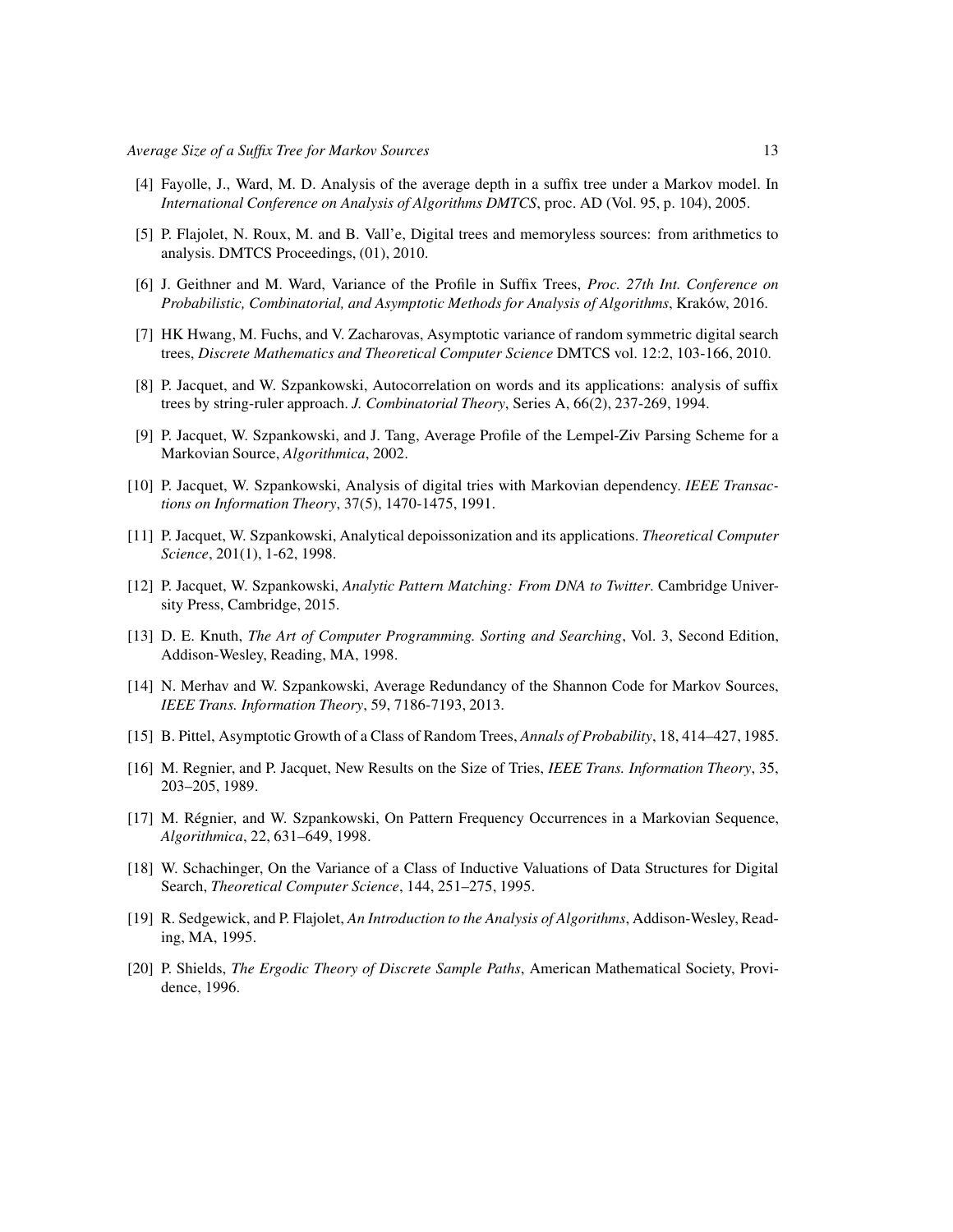[4] Fayolle, J., Ward, M. D. Analysis of the average depth in a suffix tree under a Markov model. In *International Conference on Analysis of Algorithms DMTCS*, proc. AD (Vol. 95, p. 104), 2005.

[5] P. Flajolet, N. Roux, M. and B. Vall'e, Digital trees and memoryless sources: from arithmetics to analysis. DMTCS Proceedings, (01), 2010.

[6] J. Geithner and M. Ward, Variance of the Profile in Suffix Trees, *Proc. 27th Int. Conference on Probabilistic, Combinatorial, and Asymptotic Methods for Analysis of Algorithms*, Kraków, 2016.

[7] HK Hwang, M. Fuchs, and V. Zacharovas, Asymptotic variance of random symmetric digital search trees, *Discrete Mathematics and Theoretical Computer Science* DMTCS vol. 12:2, 103-166, 2010.

[8] P. Jacquet, and W. Szpankowski, Autocorrelation on words and its applications: analysis of suffix trees by string-ruler approach. *J. Combinatorial Theory*, Series A, 66(2), 237-269, 1994.

[9] P. Jacquet, W. Szpankowski, and J. Tang, Average Profile of the Lempel-Ziv Parsing Scheme for a Markovian Source, *Algorithmica*, 2002.

[10] P. Jacquet, W. Szpankowski, Analysis of digital tries with Markovian dependency. *IEEE Transactions on Information Theory*, 37(5), 1470-1475, 1991.

[11] P. Jacquet, W. Szpankowski, Analytical depoissonization and its applications. *Theoretical Computer Science*, 201(1), 1-62, 1998.

[12] P. Jacquet, W. Szpankowski, *Analytic Pattern Matching: From DNA to Twitter*. Cambridge University Press, Cambridge, 2015.

[13] D. E. Knuth, *The Art of Computer Programming. Sorting and Searching*, Vol. 3, Second Edition, Addison-Wesley, Reading, MA, 1998.

[14] N. Merhav and W. Szpankowski, Average Redundancy of the Shannon Code for Markov Sources, *IEEE Trans. Information Theory*, 59, 7186-7193, 2013.

[15] B. Pittel, Asymptotic Growth of a Class of Random Trees, *Annals of Probability*, 18, 414–427, 1985.

[16] M. Regnier, and P. Jacquet, New Results on the Size of Tries, *IEEE Trans. Information Theory*, 35, 203–205, 1989.

[17] M. Régnier, and W. Szpankowski, On Pattern Frequency Occurrences in a Markovian Sequence, *Algorithmica*, 22, 631–649, 1998.

[18] W. Schachinger, On the Variance of a Class of Inductive Valuations of Data Structures for Digital Search, *Theoretical Computer Science*, 144, 251–275, 1995.

[19] R. Sedgewick, and P. Flajolet, *An Introduction to the Analysis of Algorithms*, Addison-Wesley, Reading, MA, 1995.

[20] P. Shields, *The Ergodic Theory of Discrete Sample Paths*, American Mathematical Society, Providence, 1996.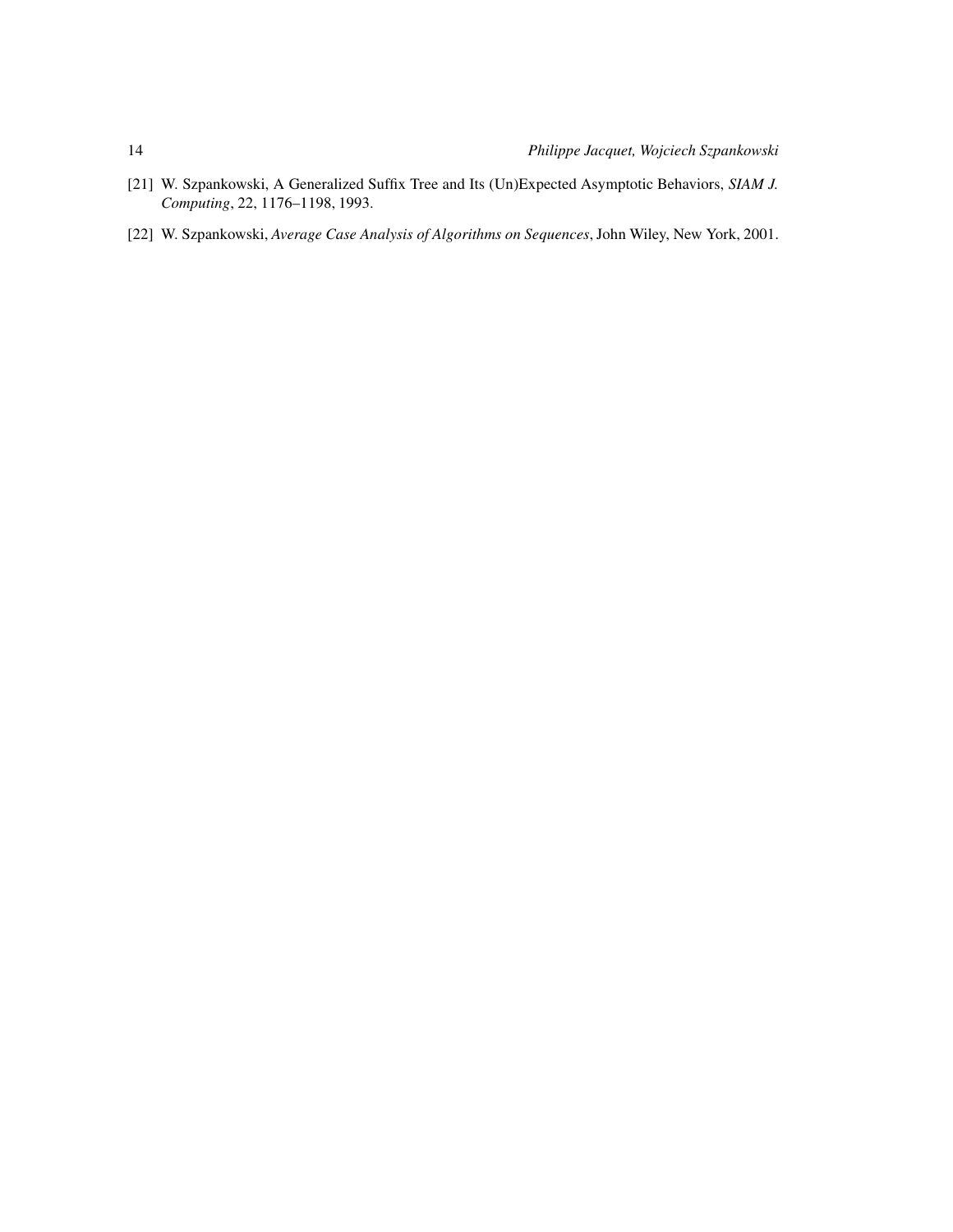[21] W. Szpankowski, A Generalized Suffix Tree and Its (Un)Expected Asymptotic Behaviors, *SIAM J. Computing*, 22, 1176–1198, 1993.

[22] W. Szpankowski, *Average Case Analysis of Algorithms on Sequences*, John Wiley, New York, 2001.